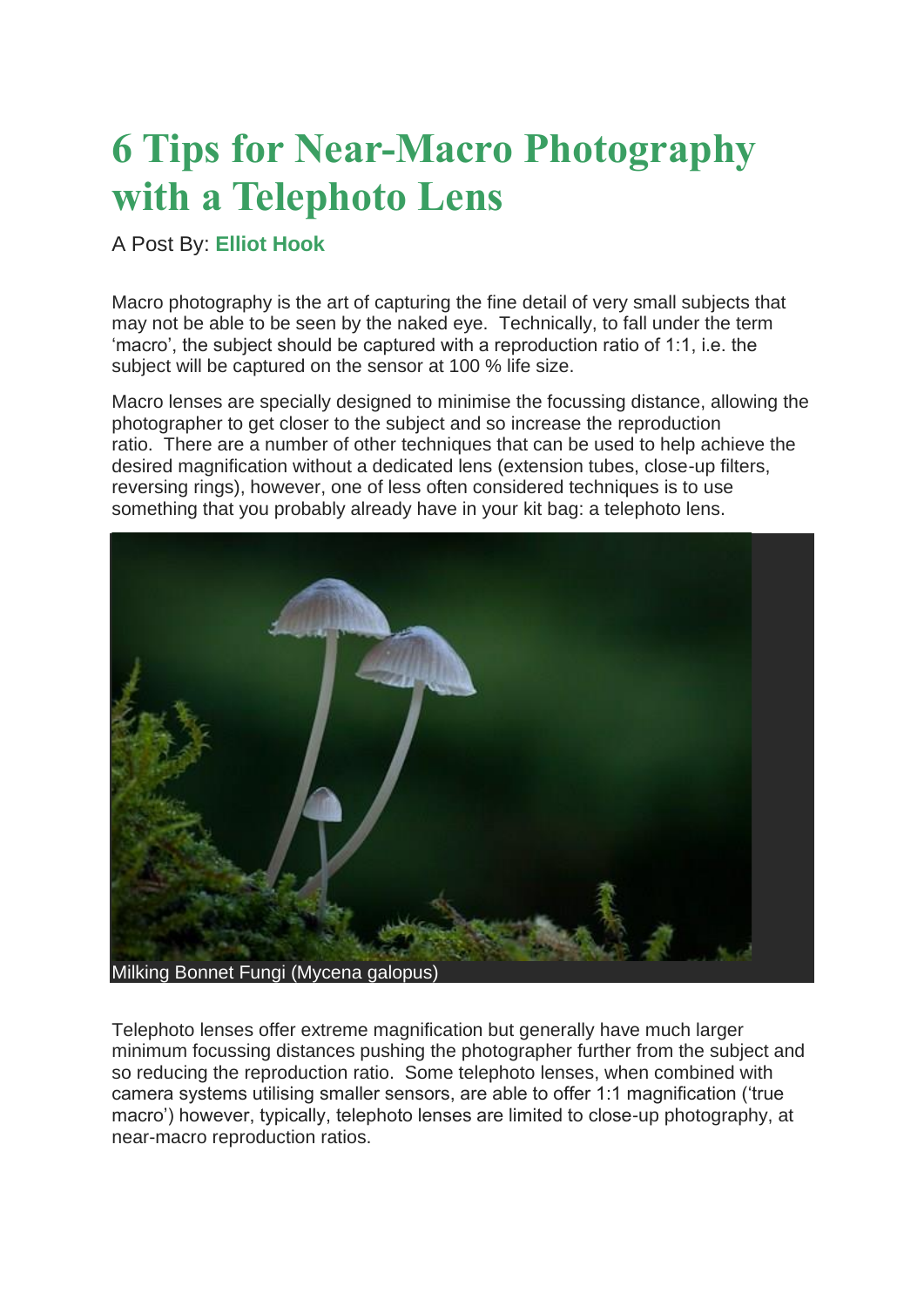# 6 Tips for Near-Macro Photography with a Telephoto Lens

A Post By: **Elliot Hook**

Macro photography is the art of capturing the fine detail of very small subjects that may not be able to be seen by the naked eye. Technically, to fall under the term 'macro', the subject should be captured with a reproduction ratio of 1:1, i.e. the subject will be captured on the sensor at 100 % life size.

Macro lenses are specially designed to minimise the focussing distance, allowing the photographer to get closer to the subject and so increase the reproduction ratio. There are a number of other techniques that can be used to help achieve the desired magnification without a dedicated lens (extension tubes, close-up filters, reversing rings), however, one of less often considered techniques is to use something that you probably already have in your kit bag: a telephoto lens.

Milking Bonnet Fungi (Mycena galopus)

Telephoto lenses offer extreme magnification but generally have much larger minimum focussing distances pushing the photographer further from the subject and so reducing the reproduction ratio. Some telephoto lenses, when combined with camera systems utilising smaller sensors, are able to offer 1:1 magnification ('true macro') however, typically, telephoto lenses are limited to close-up photography, at near-macro reproduction ratios.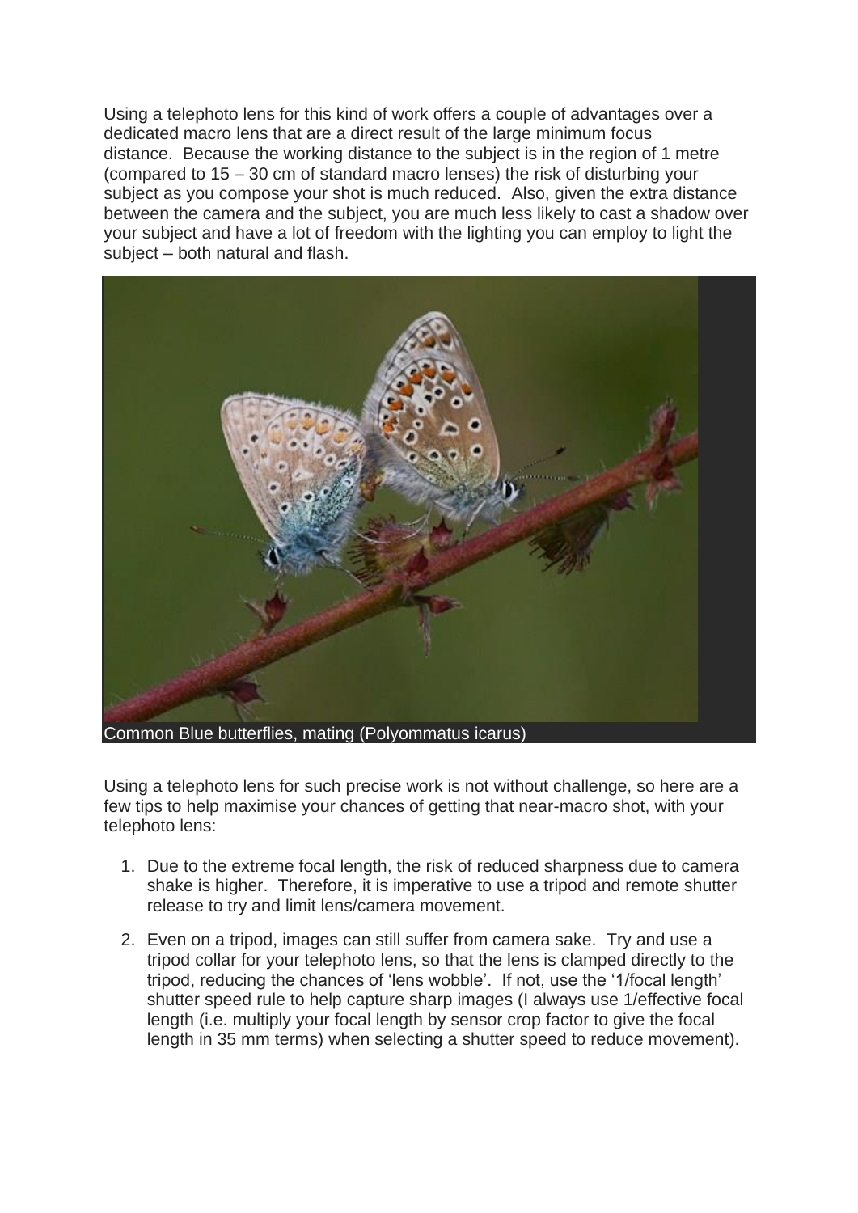Using a telephoto lens for this kind of work offers a couple of advantages over a dedicated macro lens that are a direct result of the large minimum focus distance. Because the working distance to the subject is in the region of 1 metre (compared to 15 – 30 cm of standard macro lenses) the risk of disturbing your subject as you compose your shot is much reduced. Also, given the extra distance between the camera and the subject, you are much less likely to cast a shadow over your subject and have a lot of freedom with the lighting you can employ to light the subject – both natural and flash.

Common Blue butterflies, mating (Polyommatus icarus)

Using a telephoto lens for such precise work is not without challenge, so here are a few tips to help maximise your chances of getting that near-macro shot, with your telephoto lens:

1. Due to the extreme focal length, the risk of reduced sharpness due to camera shake is higher. Therefore, it is imperative to use a tripod and remote shutter release to try and limit lens/camera movement.

2. Even on a tripod, images can still suffer from camera sake. Try and use a tripod collar for your telephoto lens, so that the lens is clamped directly to the tripod, reducing the chances of 'lens wobble'. If not, use the '1/focal length' shutter speed rule to help capture sharp images (I always use 1/effective focal length (i.e. multiply your focal length by sensor crop factor to give the focal length in 35 mm terms) when selecting a shutter speed to reduce movement).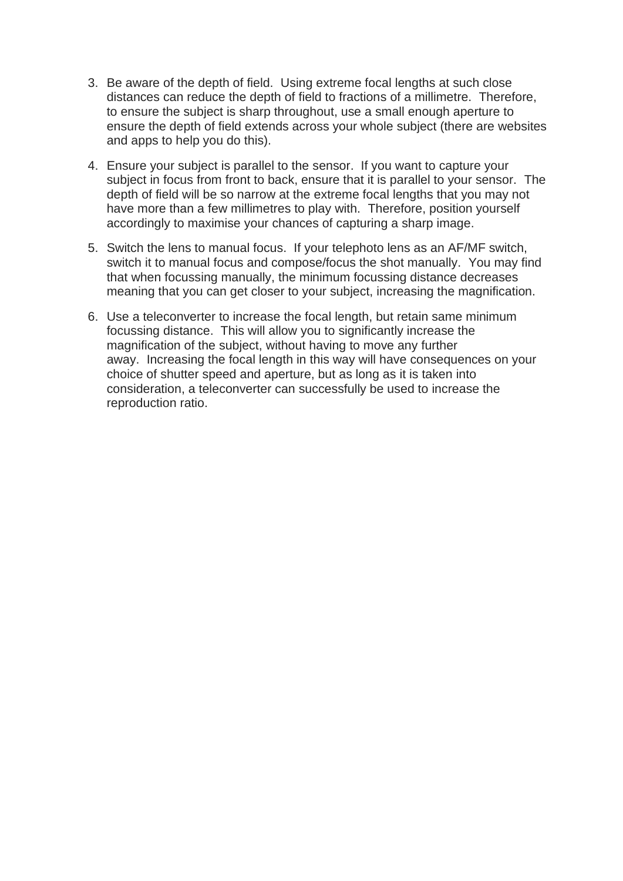3. Be aware of the depth of field.  Using extreme focal lengths at such close distances can reduce the depth of field to fractions of a millimetre.  Therefore, to ensure the subject is sharp throughout, use a small enough aperture to ensure the depth of field extends across your whole subject (there are websites and apps to help you do this).

4. Ensure your subject is parallel to the sensor.  If you want to capture your subject in focus from front to back, ensure that it is parallel to your sensor.  The depth of field will be so narrow at the extreme focal lengths that you may not have more than a few millimetres to play with.  Therefore, position yourself accordingly to maximise your chances of capturing a sharp image.

5. Switch the lens to manual focus.  If your telephoto lens as an AF/MF switch, switch it to manual focus and compose/focus the shot manually.  You may find that when focussing manually, the minimum focussing distance decreases meaning that you can get closer to your subject, increasing the magnification.

6. Use a teleconverter to increase the focal length, but retain same minimum focussing distance.  This will allow you to significantly increase the magnification of the subject, without having to move any further away.  Increasing the focal length in this way will have consequences on your choice of shutter speed and aperture, but as long as it is taken into consideration, a teleconverter can successfully be used to increase the reproduction ratio.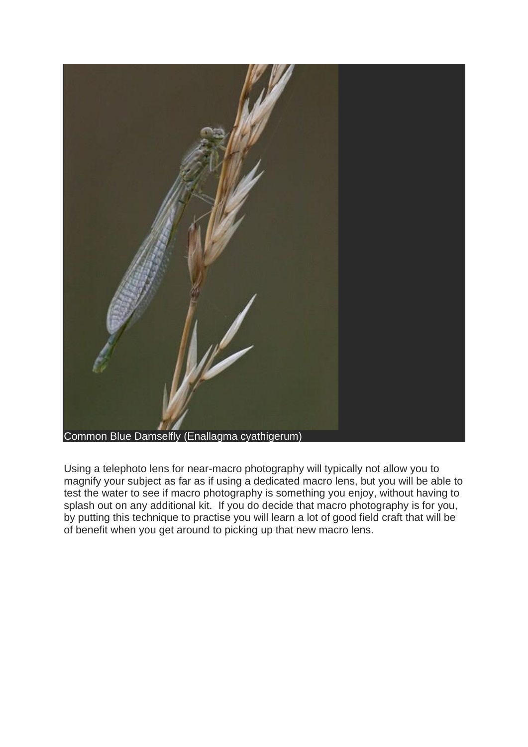Common Blue Damselfly (Enallagma cyathigerum)

Using a telephoto lens for near-macro photography will typically not allow you to magnify your subject as far as if using a dedicated macro lens, but you will be able to test the water to see if macro photography is something you enjoy, without having to splash out on any additional kit. If you do decide that macro photography is for you, by putting this technique to practise you will learn a lot of good field craft that will be of benefit when you get around to picking up that new macro lens.